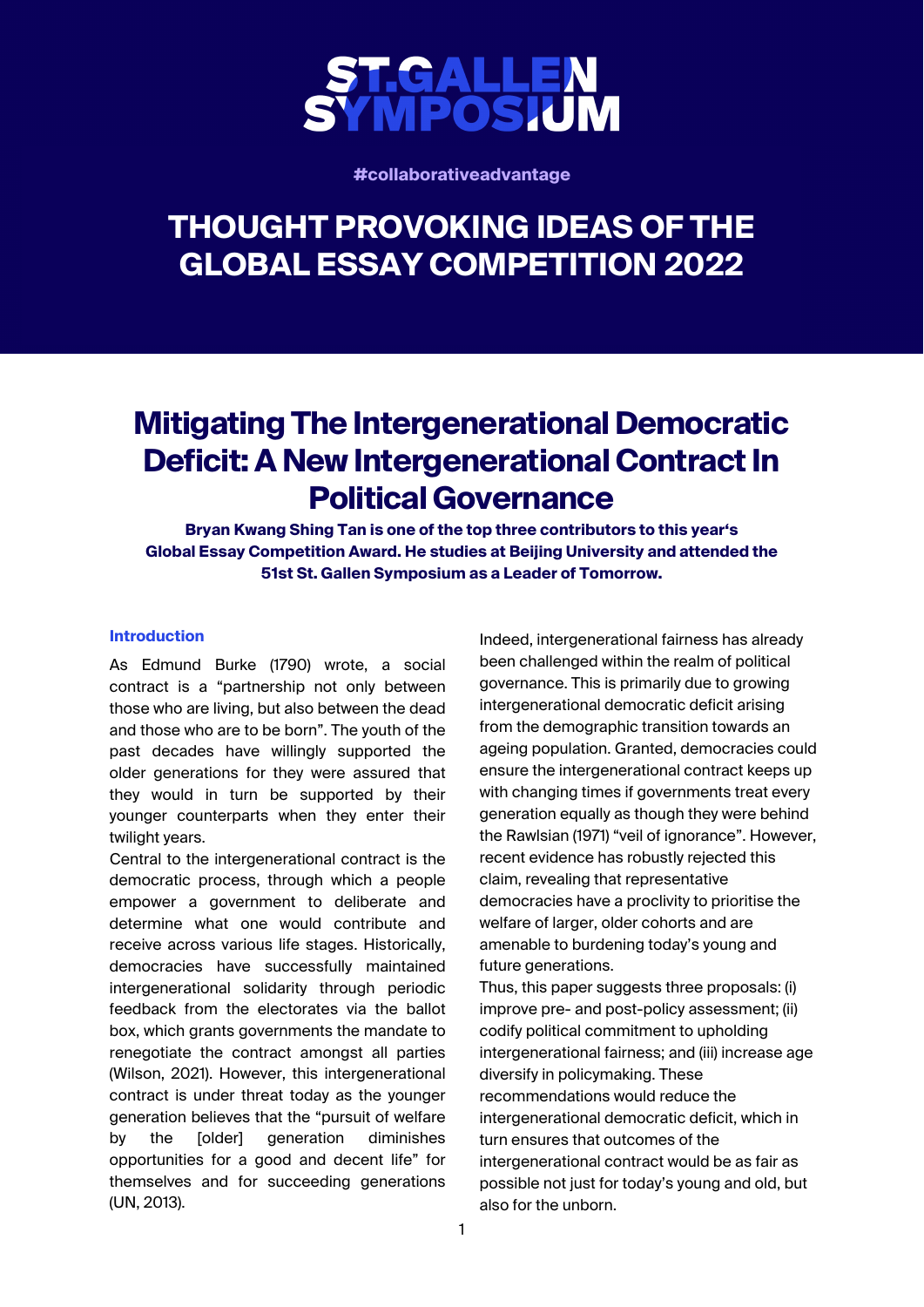# ST.GALLEN SYMPOSIUM

#collaborativeadvantage

# THOUGHT PROVOKING IDEAS OF THE GLOBAL ESSAY COMPETITION 2022

## Mitigating The Intergenerational Democratic Deficit: A New Intergenerational Contract In Political Governance

**Bryan Kwang Shing Tan is one of the top three contributors to this year's Global Essay Competition Award. He studies at Beijing University and attended the 51st St. Gallen Symposium as a Leader of Tomorrow.**

### Introduction

As Edmund Burke (1790) wrote, a social contract is a "partnership not only between those who are living, but also between the dead and those who are to be born". The youth of the past decades have willingly supported the older generations for they were assured that they would in turn be supported by their younger counterparts when they enter their twilight years.

Central to the intergenerational contract is the democratic process, through which a people empower a government to deliberate and determine what one would contribute and receive across various life stages. Historically, democracies have successfully maintained intergenerational solidarity through periodic feedback from the electorates via the ballot box, which grants governments the mandate to renegotiate the contract amongst all parties (Wilson, 2021). However, this intergenerational contract is under threat today as the younger generation believes that the "pursuit of welfare by the [older] generation diminishes opportunities for a good and decent life" for themselves and for succeeding generations (UN, 2013).

Indeed, intergenerational fairness has already been challenged within the realm of political governance. This is primarily due to growing intergenerational democratic deficit arising from the demographic transition towards an ageing population. Granted, democracies could ensure the intergenerational contract keeps up with changing times if governments treat every generation equally as though they were behind the Rawlsian (1971) "veil of ignorance". However, recent evidence has robustly rejected this claim, revealing that representative democracies have a proclivity to prioritise the welfare of larger, older cohorts and are amenable to burdening today's young and future generations.

Thus, this paper suggests three proposals: (i) improve pre- and post-policy assessment; (ii) codify political commitment to upholding intergenerational fairness; and (iii) increase age diversify in policymaking. These recommendations would reduce the intergenerational democratic deficit, which in turn ensures that outcomes of the intergenerational contract would be as fair as possible not just for today's young and old, but also for the unborn.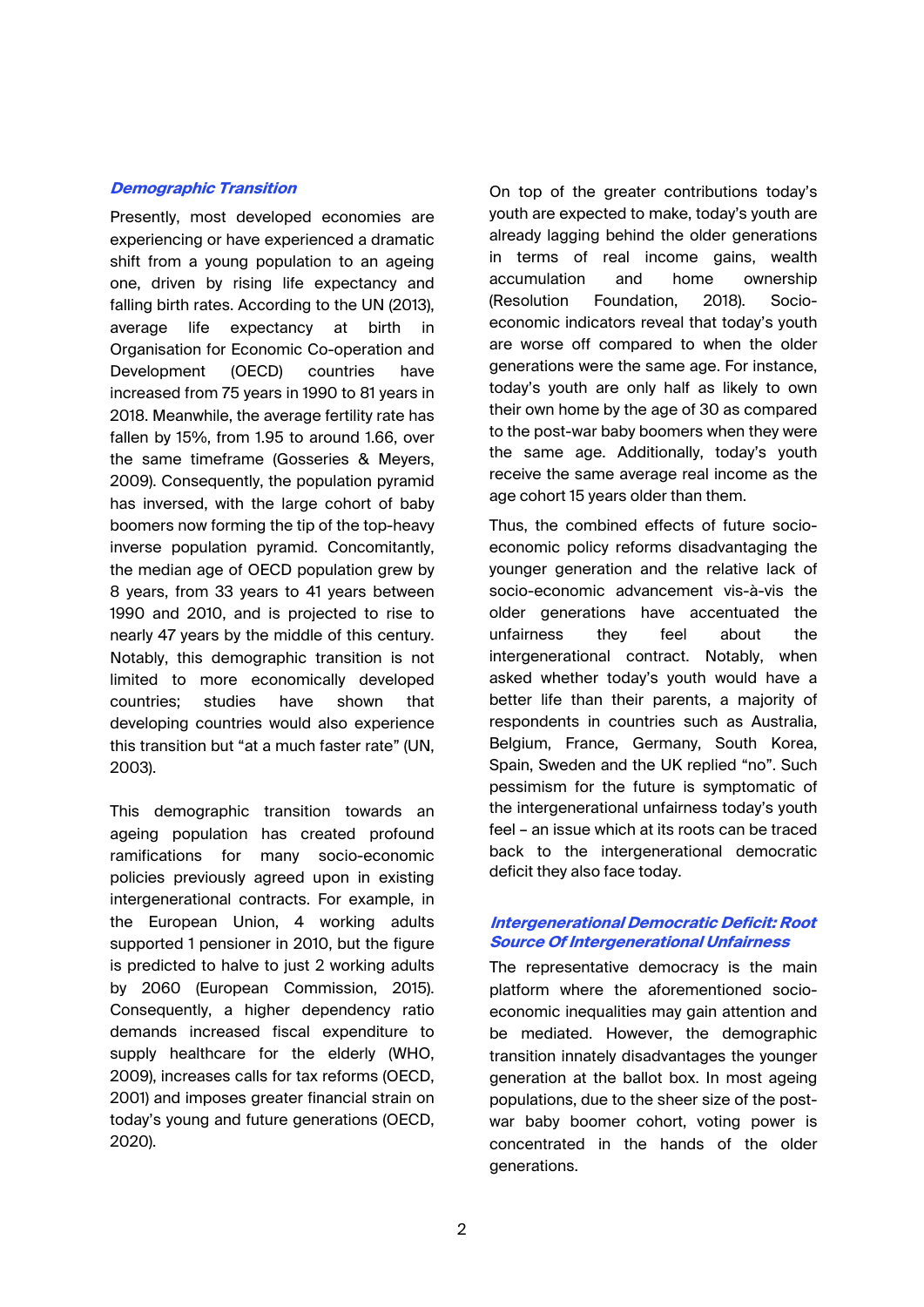### *Demographic Transition*

Presently, most developed economies are experiencing or have experienced a dramatic shift from a young population to an ageing one, driven by rising life expectancy and falling birth rates. According to the UN (2013), average life expectancy at birth in Organisation for Economic Co-operation and Development (OECD) countries have increased from 75 years in 1990 to 81 years in 2018. Meanwhile, the average fertility rate has fallen by 15%, from 1.95 to around 1.66, over the same timeframe (Gosseries & Meyers, 2009). Consequently, the population pyramid has inversed, with the large cohort of baby boomers now forming the tip of the top-heavy inverse population pyramid. Concomitantly, the median age of OECD population grew by 8 years, from 33 years to 41 years between 1990 and 2010, and is projected to rise to nearly 47 years by the middle of this century. Notably, this demographic transition is not limited to more economically developed countries; studies have shown that developing countries would also experience this transition but "at a much faster rate" (UN, 2003).

This demographic transition towards an ageing population has created profound ramifications for many socio-economic policies previously agreed upon in existing intergenerational contracts. For example, in the European Union, 4 working adults supported 1 pensioner in 2010, but the figure is predicted to halve to just 2 working adults by 2060 (European Commission, 2015). Consequently, a higher dependency ratio demands increased fiscal expenditure to supply healthcare for the elderly (WHO, 2009), increases calls for tax reforms (OECD, 2001) and imposes greater financial strain on today's young and future generations (OECD, 2020).

On top of the greater contributions today's youth are expected to make, today's youth are already lagging behind the older generations in terms of real income gains, wealth accumulation and home ownership (Resolution Foundation, 2018). Socio-economic indicators reveal that today's youth are worse off compared to when the older generations were the same age. For instance, today's youth are only half as likely to own their own home by the age of 30 as compared to the post-war baby boomers when they were the same age. Additionally, today's youth receive the same average real income as the age cohort 15 years older than them.

Thus, the combined effects of future socio-economic policy reforms disadvantaging the younger generation and the relative lack of socio-economic advancement vis-à-vis the older generations have accentuated the unfairness they feel about the intergenerational contract. Notably, when asked whether today's youth would have a better life than their parents, a majority of respondents in countries such as Australia, Belgium, France, Germany, South Korea, Spain, Sweden and the UK replied "no". Such pessimism for the future is symptomatic of the intergenerational unfairness today's youth feel – an issue which at its roots can be traced back to the intergenerational democratic deficit they also face today.

### *Intergenerational Democratic Deficit: Root Source Of Intergenerational Unfairness*

The representative democracy is the main platform where the aforementioned socio-economic inequalities may gain attention and be mediated. However, the demographic transition innately disadvantages the younger generation at the ballot box. In most ageing populations, due to the sheer size of the post-war baby boomer cohort, voting power is concentrated in the hands of the older generations.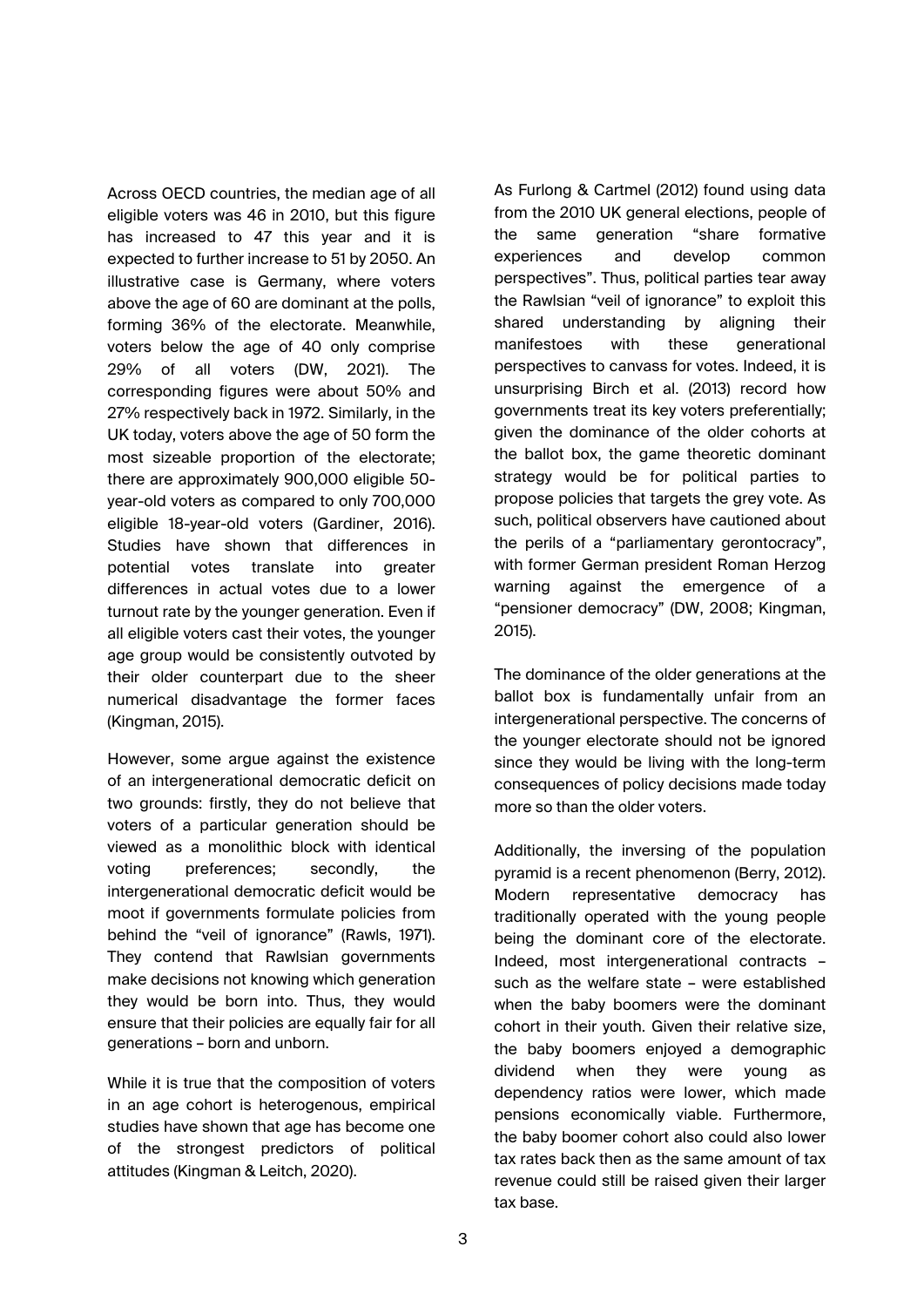Across OECD countries, the median age of all eligible voters was 46 in 2010, but this figure has increased to 47 this year and it is expected to further increase to 51 by 2050. An illustrative case is Germany, where voters above the age of 60 are dominant at the polls, forming 36% of the electorate. Meanwhile, voters below the age of 40 only comprise 29% of all voters (DW, 2021). The corresponding figures were about 50% and 27% respectively back in 1972. Similarly, in the UK today, voters above the age of 50 form the most sizeable proportion of the electorate; there are approximately 900,000 eligible 50-year-old voters as compared to only 700,000 eligible 18-year-old voters (Gardiner, 2016). Studies have shown that differences in potential votes translate into greater differences in actual votes due to a lower turnout rate by the younger generation. Even if all eligible voters cast their votes, the younger age group would be consistently outvoted by their older counterpart due to the sheer numerical disadvantage the former faces (Kingman, 2015).

However, some argue against the existence of an intergenerational democratic deficit on two grounds: firstly, they do not believe that voters of a particular generation should be viewed as a monolithic block with identical voting preferences; secondly, the intergenerational democratic deficit would be moot if governments formulate policies from behind the "veil of ignorance" (Rawls, 1971). They contend that Rawlsian governments make decisions not knowing which generation they would be born into. Thus, they would ensure that their policies are equally fair for all generations – born and unborn.

While it is true that the composition of voters in an age cohort is heterogenous, empirical studies have shown that age has become one of the strongest predictors of political attitudes (Kingman & Leitch, 2020).

As Furlong & Cartmel (2012) found using data from the 2010 UK general elections, people of the same generation "share formative experiences and develop common perspectives". Thus, political parties tear away the Rawlsian "veil of ignorance" to exploit this shared understanding by aligning their manifestoes with these generational perspectives to canvass for votes. Indeed, it is unsurprising Birch et al. (2013) record how governments treat its key voters preferentially; given the dominance of the older cohorts at the ballot box, the game theoretic dominant strategy would be for political parties to propose policies that targets the grey vote. As such, political observers have cautioned about the perils of a "parliamentary gerontocracy", with former German president Roman Herzog warning against the emergence of a "pensioner democracy" (DW, 2008; Kingman, 2015).

The dominance of the older generations at the ballot box is fundamentally unfair from an intergenerational perspective. The concerns of the younger electorate should not be ignored since they would be living with the long-term consequences of policy decisions made today more so than the older voters.

Additionally, the inversing of the population pyramid is a recent phenomenon (Berry, 2012). Modern representative democracy has traditionally operated with the young people being the dominant core of the electorate. Indeed, most intergenerational contracts – such as the welfare state – were established when the baby boomers were the dominant cohort in their youth. Given their relative size, the baby boomers enjoyed a demographic dividend when they were young as dependency ratios were lower, which made pensions economically viable. Furthermore, the baby boomer cohort also could also lower tax rates back then as the same amount of tax revenue could still be raised given their larger tax base.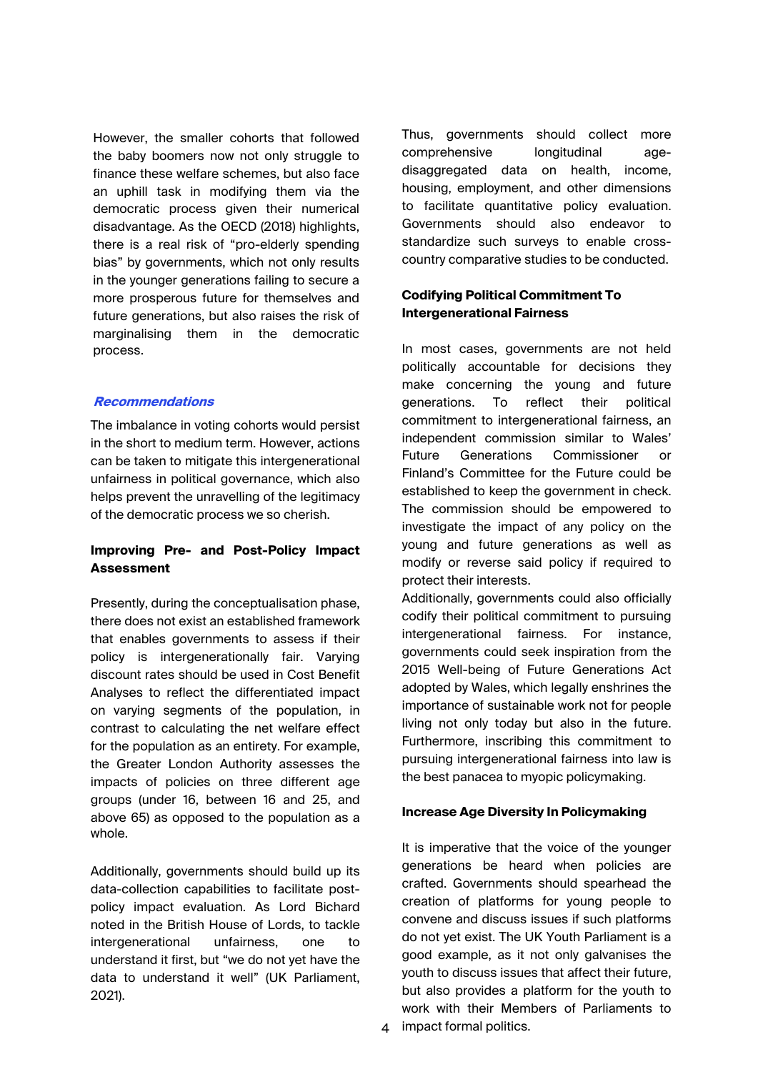However, the smaller cohorts that followed the baby boomers now not only struggle to finance these welfare schemes, but also face an uphill task in modifying them via the democratic process given their numerical disadvantage. As the OECD (2018) highlights, there is a real risk of "pro-elderly spending bias" by governments, which not only results in the younger generations failing to secure a more prosperous future for themselves and future generations, but also raises the risk of marginalising them in the democratic process.

## *Recommendations*

The imbalance in voting cohorts would persist in the short to medium term. However, actions can be taken to mitigate this intergenerational unfairness in political governance, which also helps prevent the unravelling of the legitimacy of the democratic process we so cherish.

### Improving Pre- and Post-Policy Impact Assessment

Presently, during the conceptualisation phase, there does not exist an established framework that enables governments to assess if their policy is intergenerationally fair. Varying discount rates should be used in Cost Benefit Analyses to reflect the differentiated impact on varying segments of the population, in contrast to calculating the net welfare effect for the population as an entirety. For example, the Greater London Authority assesses the impacts of policies on three different age groups (under 16, between 16 and 25, and above 65) as opposed to the population as a whole.

Additionally, governments should build up its data-collection capabilities to facilitate post-policy impact evaluation. As Lord Bichard noted in the British House of Lords, to tackle intergenerational unfairness, one to understand it first, but "we do not yet have the data to understand it well" (UK Parliament, 2021).

Thus, governments should collect more comprehensive longitudinal age-disaggregated data on health, income, housing, employment, and other dimensions to facilitate quantitative policy evaluation. Governments should also endeavor to standardize such surveys to enable cross-country comparative studies to be conducted.

### Codifying Political Commitment To Intergenerational Fairness

In most cases, governments are not held politically accountable for decisions they make concerning the young and future generations. To reflect their political commitment to intergenerational fairness, an independent commission similar to Wales' Future Generations Commissioner or Finland's Committee for the Future could be established to keep the government in check. The commission should be empowered to investigate the impact of any policy on the young and future generations as well as modify or reverse said policy if required to protect their interests.

Additionally, governments could also officially codify their political commitment to pursuing intergenerational fairness. For instance, governments could seek inspiration from the 2015 Well-being of Future Generations Act adopted by Wales, which legally enshrines the importance of sustainable work not for people living not only today but also in the future. Furthermore, inscribing this commitment to pursuing intergenerational fairness into law is the best panacea to myopic policymaking.

### Increase Age Diversity In Policymaking

It is imperative that the voice of the younger generations be heard when policies are crafted. Governments should spearhead the creation of platforms for young people to convene and discuss issues if such platforms do not yet exist. The UK Youth Parliament is a good example, as it not only galvanises the youth to discuss issues that affect their future, but also provides a platform for the youth to work with their Members of Parliaments to impact formal politics.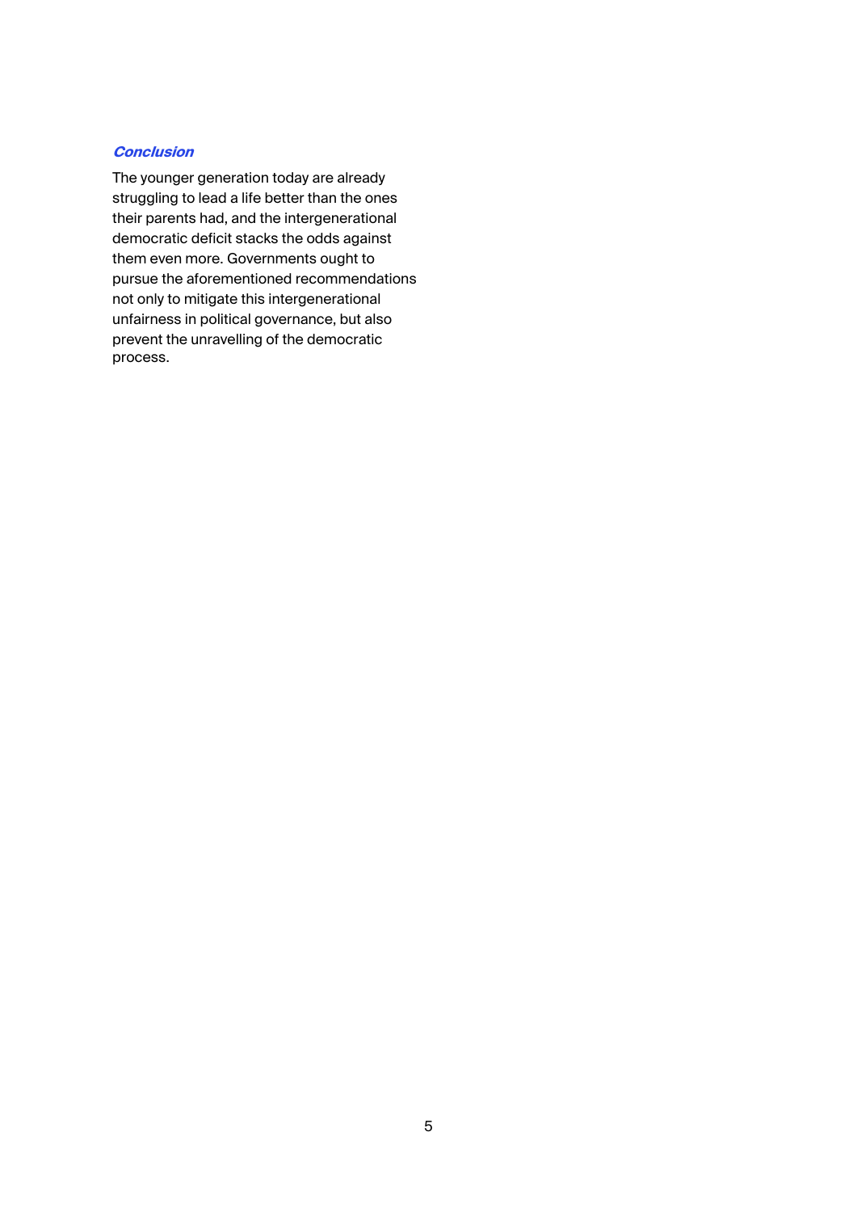## *Conclusion*

The younger generation today are already struggling to lead a life better than the ones their parents had, and the intergenerational democratic deficit stacks the odds against them even more. Governments ought to pursue the aforementioned recommendations not only to mitigate this intergenerational unfairness in political governance, but also prevent the unravelling of the democratic process.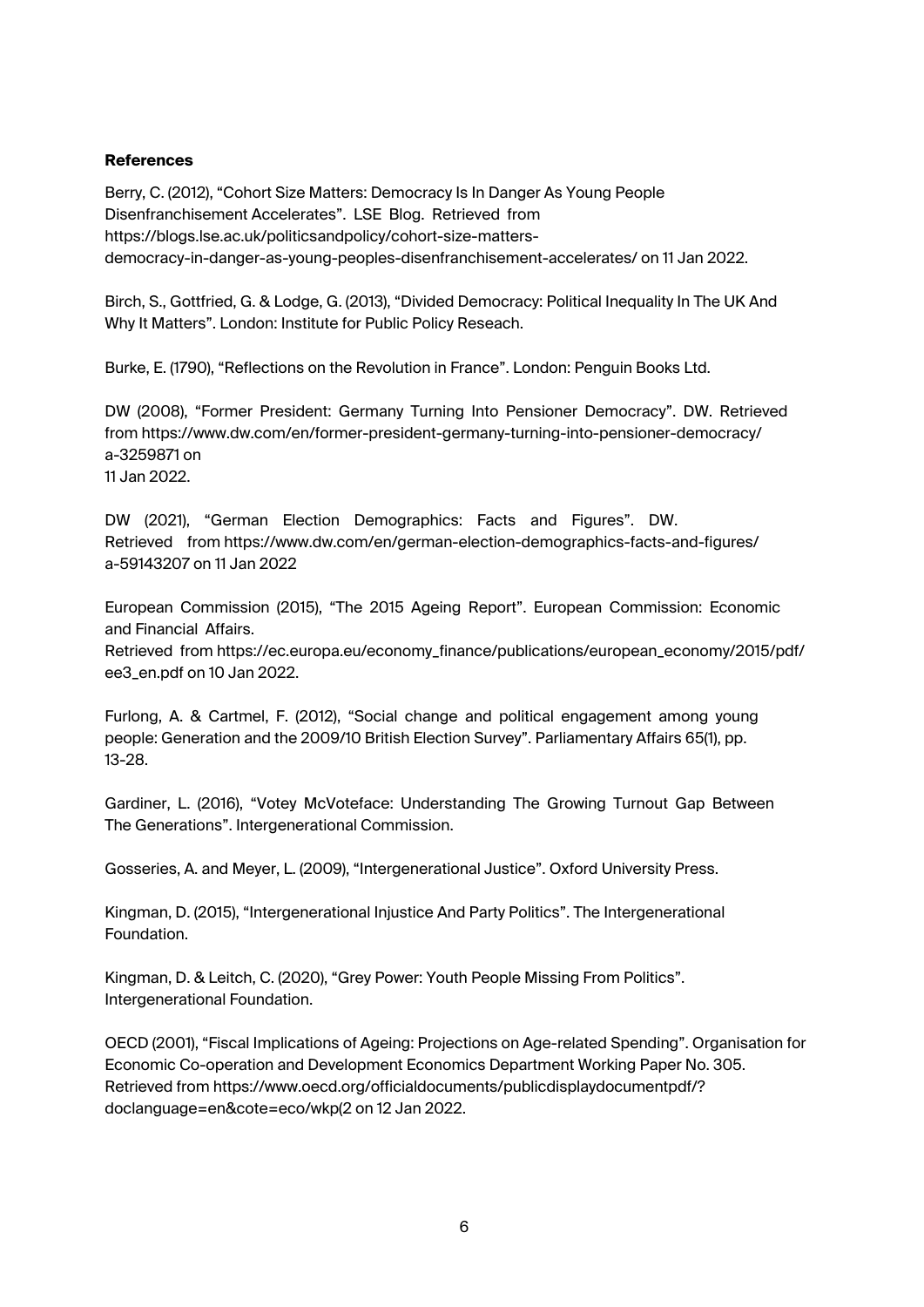**References**

Berry, C. (2012), "Cohort Size Matters: Democracy Is In Danger As Young People Disenfranchisement Accelerates". LSE Blog. Retrieved from https://blogs.lse.ac.uk/politicsandpolicy/cohort-size-matters-democracy-in-danger-as-young-peoples-disenfranchisement-accelerates/ on 11 Jan 2022.

Birch, S., Gottfried, G. & Lodge, G. (2013), "Divided Democracy: Political Inequality In The UK And Why It Matters". London: Institute for Public Policy Reseach.

Burke, E. (1790), "Reflections on the Revolution in France". London: Penguin Books Ltd.

DW (2008), "Former President: Germany Turning Into Pensioner Democracy". DW. Retrieved from https://www.dw.com/en/former-president-germany-turning-into-pensioner-democracy/a-3259871 on 11 Jan 2022.

DW (2021), "German Election Demographics: Facts and Figures". DW. Retrieved from https://www.dw.com/en/german-election-demographics-facts-and-figures/a-59143207 on 11 Jan 2022

European Commission (2015), "The 2015 Ageing Report". European Commission: Economic and Financial Affairs. Retrieved from https://ec.europa.eu/economy_finance/publications/european_economy/2015/pdf/ee3_en.pdf on 10 Jan 2022.

Furlong, A. & Cartmel, F. (2012), "Social change and political engagement among young people: Generation and the 2009/10 British Election Survey". Parliamentary Affairs 65(1), pp. 13-28.

Gardiner, L. (2016), "Votey McVoteface: Understanding The Growing Turnout Gap Between The Generations". Intergenerational Commission.

Gosseries, A. and Meyer, L. (2009), "Intergenerational Justice". Oxford University Press.

Kingman, D. (2015), "Intergenerational Injustice And Party Politics". The Intergenerational Foundation.

Kingman, D. & Leitch, C. (2020), "Grey Power: Youth People Missing From Politics". Intergenerational Foundation.

OECD (2001), "Fiscal Implications of Ageing: Projections on Age-related Spending". Organisation for Economic Co-operation and Development Economics Department Working Paper No. 305. Retrieved from https://www.oecd.org/officialdocuments/publicdisplaydocumentpdf/?doclanguage=en&cote=eco/wkp(2 on 12 Jan 2022.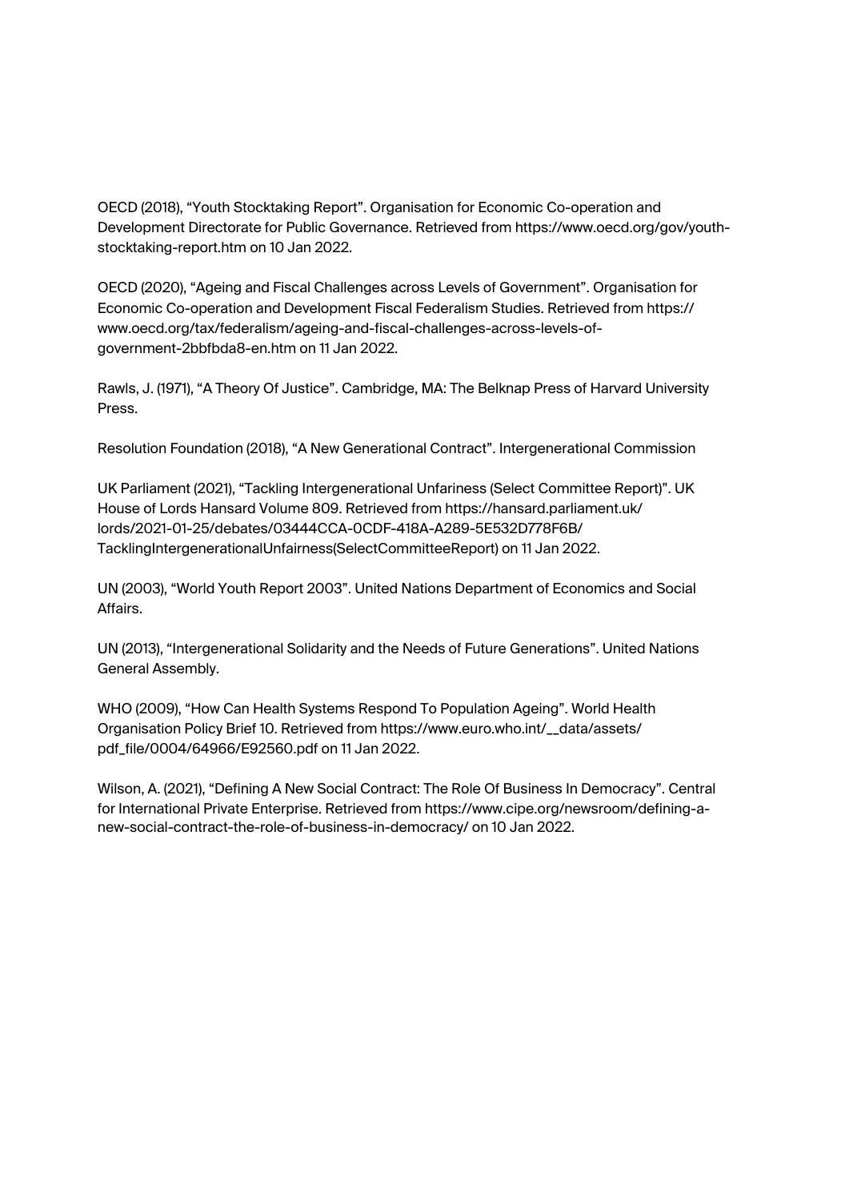OECD (2018), “Youth Stocktaking Report”. Organisation for Economic Co-operation and Development Directorate for Public Governance. Retrieved from https://www.oecd.org/gov/youth-stocktaking-report.htm on 10 Jan 2022.

OECD (2020), “Ageing and Fiscal Challenges across Levels of Government”. Organisation for Economic Co-operation and Development Fiscal Federalism Studies. Retrieved from https://www.oecd.org/tax/federalism/ageing-and-fiscal-challenges-across-levels-of-government-2bbfbda8-en.htm on 11 Jan 2022.

Rawls, J. (1971), “A Theory Of Justice”. Cambridge, MA: The Belknap Press of Harvard University Press.

Resolution Foundation (2018), “A New Generational Contract”. Intergenerational Commission

UK Parliament (2021), “Tackling Intergenerational Unfariness (Select Committee Report)”. UK House of Lords Hansard Volume 809. Retrieved from https://hansard.parliament.uk/lords/2021-01-25/debates/03444CCA-0CDF-418A-A289-5E532D778F6B/TacklingIntergenerationalUnfairness(SelectCommitteeReport) on 11 Jan 2022.

UN (2003), “World Youth Report 2003”. United Nations Department of Economics and Social Affairs.

UN (2013), “Intergenerational Solidarity and the Needs of Future Generations”. United Nations General Assembly.

WHO (2009), “How Can Health Systems Respond To Population Ageing”. World Health Organisation Policy Brief 10. Retrieved from https://www.euro.who.int/__data/assets/pdf_file/0004/64966/E92560.pdf on 11 Jan 2022.

Wilson, A. (2021), “Defining A New Social Contract: The Role Of Business In Democracy”. Central for International Private Enterprise. Retrieved from https://www.cipe.org/newsroom/defining-a-new-social-contract-the-role-of-business-in-democracy/ on 10 Jan 2022.